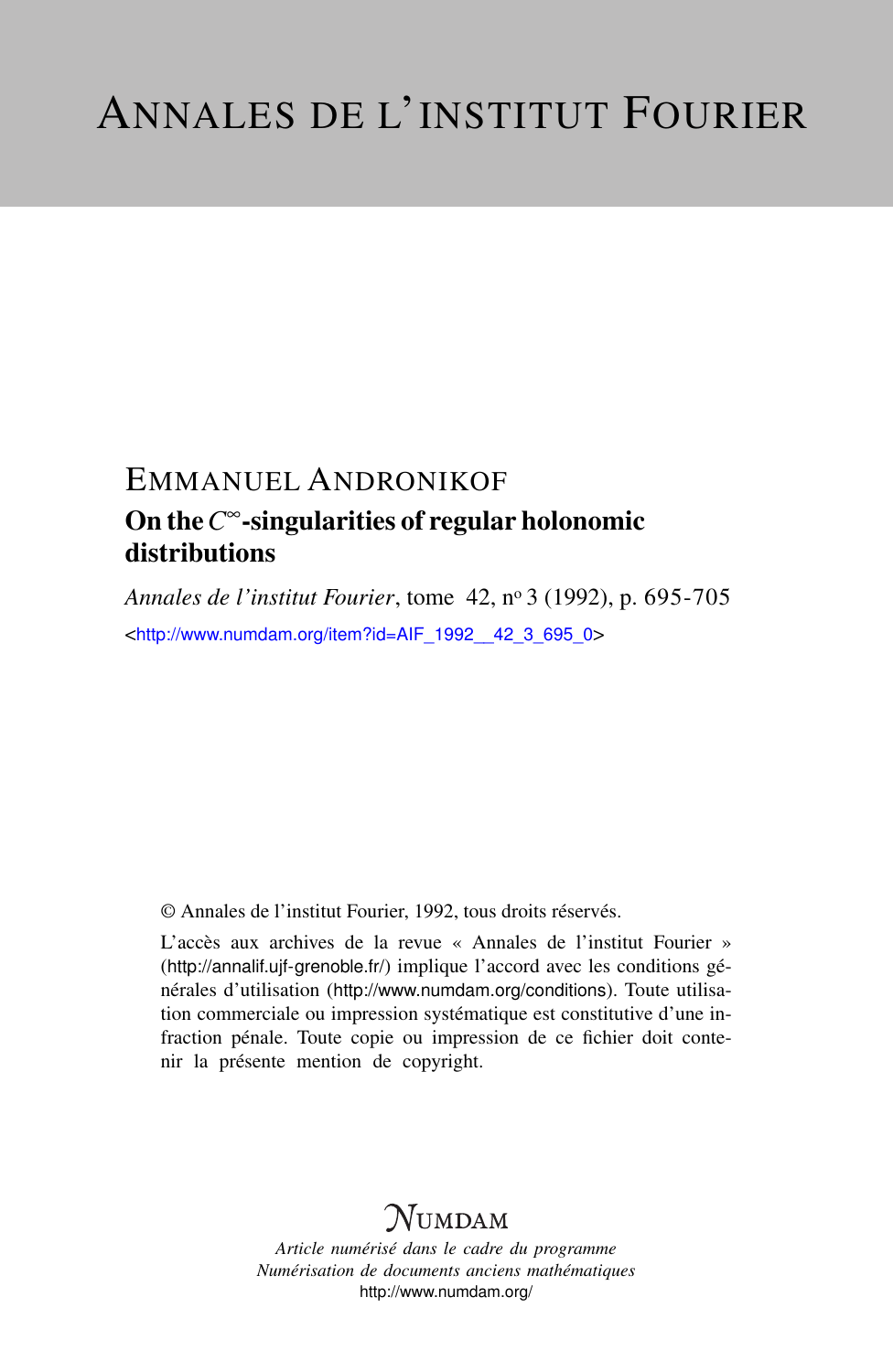# ANNALES DE L'INSTITUT FOURIER

EMMANUEL ANDRONIKOF

## On the $C^\infty$-singularities of regular holonomic distributions

*Annales de l'institut Fourier*, tome 42, nº 3 (1992), p. 695-705

<http://www.numdam.org/item?id=AIF_1992__42_3_695_0>

© Annales de l'institut Fourier, 1992, tous droits réservés.

L'accès aux archives de la revue « Annales de l'institut Fourier » (http://annalif.ujf-grenoble.fr/) implique l'accord avec les conditions générales d'utilisation (http://www.numdam.org/conditions). Toute utilisation commerciale ou impression systématique est constitutive d'une infraction pénale. Toute copie ou impression de ce fichier doit contenir la présente mention de copyright.

NUMDAM

*Article numérisé dans le cadre du programme*
*Numérisation de documents anciens mathématiques*
http://www.numdam.org/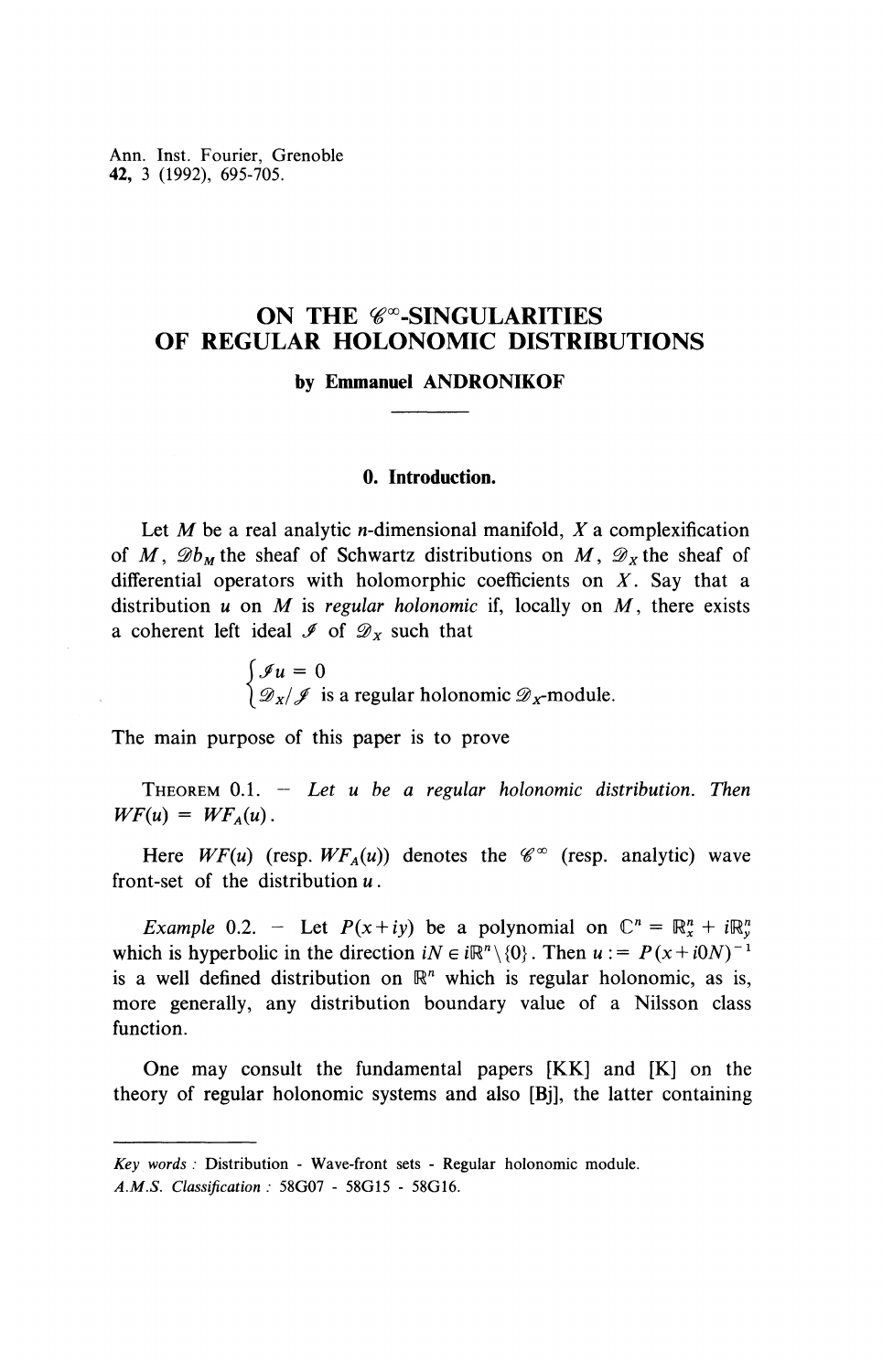Ann. Inst. Fourier, Grenoble
**42**, 3 (1992), 695-705.

# ON THE $\mathscr{C}^\infty$-SINGULARITIES OF REGULAR HOLONOMIC DISTRIBUTIONS

**by Emmanuel ANDRONIKOF**

## 0. Introduction.

Let $M$ be a real analytic $n$-dimensional manifold, $X$ a complexification of $M$, $\mathscr{D}b_M$ the sheaf of Schwartz distributions on $M$, $\mathscr{D}_X$ the sheaf of differential operators with holomorphic coefficients on $X$. Say that a distribution $u$ on $M$ is *regular holonomic* if, locally on $M$, there exists a coherent left ideal $\mathscr{J}$ of $\mathscr{D}_X$ such that

$$\begin{cases} \mathscr{J}u = 0 \\ \mathscr{D}_X/\mathscr{J} \text{ is a regular holonomic } \mathscr{D}_X\text{-module.} \end{cases}$$

The main purpose of this paper is to prove

THEOREM 0.1. — *Let $u$ be a regular holonomic distribution. Then $WF(u) = WF_A(u)$.*

Here $WF(u)$ (resp. $WF_A(u)$) denotes the $\mathscr{C}^\infty$ (resp. analytic) wave front-set of the distribution $u$.

*Example* 0.2. — Let $P(x+iy)$ be a polynomial on $\mathbb{C}^n = \mathbb{R}^n_x + i\mathbb{R}^n_y$ which is hyperbolic in the direction $iN \in i\mathbb{R}^n \setminus \{0\}$. Then $u := P(x+i0N)^{-1}$ is a well defined distribution on $\mathbb{R}^n$ which is regular holonomic, as is, more generally, any distribution boundary value of a Nilsson class function.

One may consult the fundamental papers [KK] and [K] on the theory of regular holonomic systems and also [Bj], the latter containing

---

*Key words* : Distribution - Wave-front sets - Regular holonomic module.
*A.M.S. Classification* : 58G07 - 58G15 - 58G16.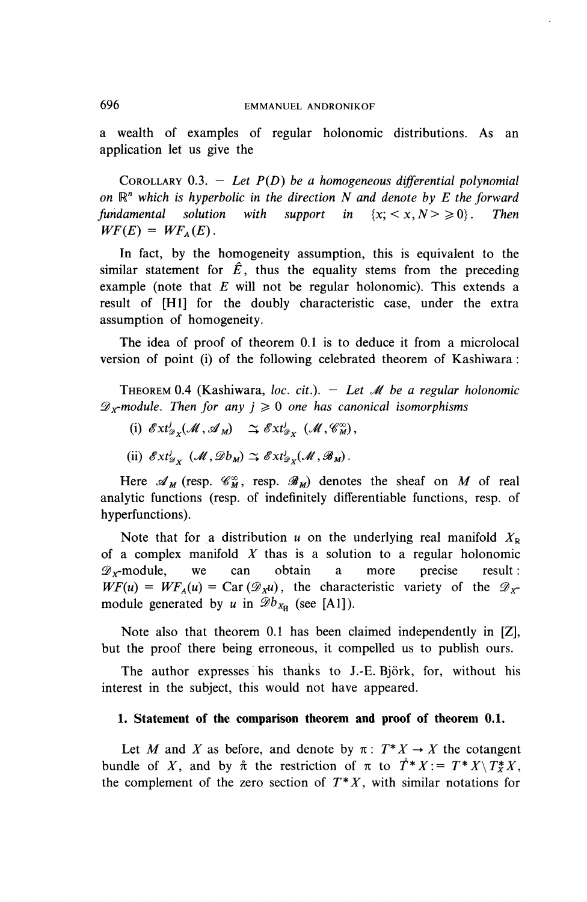a wealth of examples of regular holonomic distributions. As an application let us give the

COROLLARY 0.3. — *Let $P(D)$ be a homogeneous differential polynomial on $\mathbb{R}^n$ which is hyperbolic in the direction $N$ and denote by $E$ the forward fundamental solution with support in $\{x; \langle x, N\rangle \geqslant 0\}$. Then $WF(E) = WF_A(E)$.*

In fact, by the homogeneity assumption, this is equivalent to the similar statement for $\hat{E}$, thus the equality stems from the preceding example (note that $E$ will not be regular holonomic). This extends a result of [H1] for the doubly characteristic case, under the extra assumption of homogeneity.

The idea of proof of theorem 0.1 is to deduce it from a microlocal version of point (i) of the following celebrated theorem of Kashiwara :

THEOREM 0.4 (Kashiwara, *loc. cit.*). — *Let $\mathcal{M}$ be a regular holonomic $\mathcal{D}_X$-module. Then for any $j \geqslant 0$ one has canonical isomorphisms*

(i) $\mathcal{E}xt^j_{\mathcal{D}_X}(\mathcal{M}, \mathcal{A}_M) \simeq \mathcal{E}xt^j_{\mathcal{D}_X}(\mathcal{M}, \mathcal{C}^\infty_M)$,

(ii) $\mathcal{E}xt^j_{\mathcal{D}_X}(\mathcal{M}, \mathcal{D}b_M) \simeq \mathcal{E}xt^j_{\mathcal{D}_X}(\mathcal{M}, \mathcal{B}_M)$.

Here $\mathcal{A}_M$ (resp. $\mathcal{C}^\infty_M$, resp. $\mathcal{B}_M$) denotes the sheaf on $M$ of real analytic functions (resp. of indefinitely differentiable functions, resp. of hyperfunctions).

Note that for a distribution $u$ on the underlying real manifold $X_\mathbb{R}$ of a complex manifold $X$ thas is a solution to a regular holonomic $\mathcal{D}_X$-module, we can obtain a more precise result: $WF(u) = WF_A(u) = \mathrm{Car}(\mathcal{D}_X u)$, the characteristic variety of the $\mathcal{D}_X$-module generated by $u$ in $\mathcal{D}b_{X_\mathbb{R}}$ (see [A1]).

Note also that theorem 0.1 has been claimed independently in [Z], but the proof there being erroneous, it compelled us to publish ours.

The author expresses his thanks to J.-E. Björk, for, without his interest in the subject, this would not have appeared.

## 1. Statement of the comparison theorem and proof of theorem 0.1.

Let $M$ and $X$ as before, and denote by $\pi : T^*X \to X$ the cotangent bundle of $X$, and by $\mathring{\pi}$ the restriction of $\pi$ to $\mathring{T}^*X := T^*X \setminus T^*_X X$, the complement of the zero section of $T^*X$, with similar notations for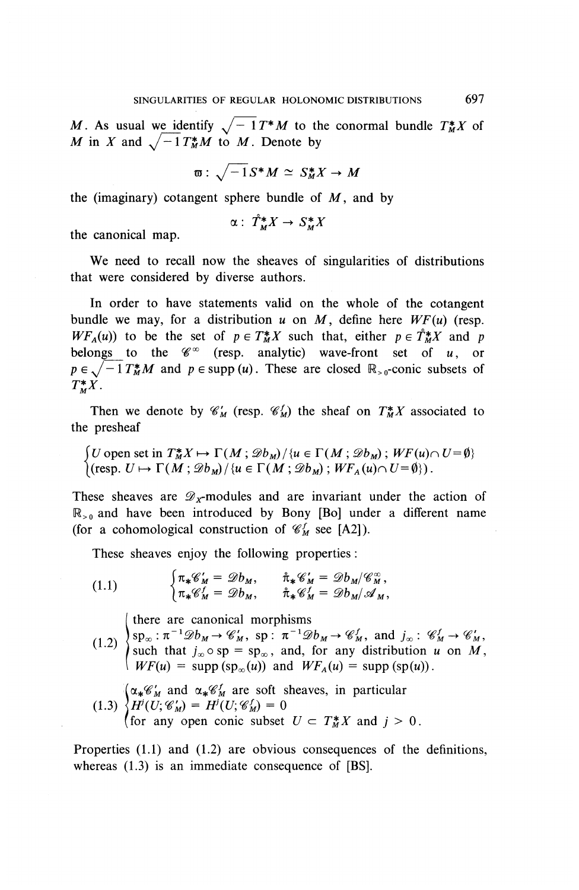$M$. As usual we identify $\sqrt{-1}T^*M$ to the conormal bundle $T^*_MX$ of $M$ in $X$ and $\sqrt{-1}T^*_MM$ to $M$. Denote by

$$\varpi : \sqrt{-1}S^*M \simeq S^*_MX \to M$$

the (imaginary) cotangent sphere bundle of $M$, and by

$$\alpha : \mathring{T}^*_MX \to S^*_MX$$

the canonical map.

We need to recall now the sheaves of singularities of distributions that were considered by diverse authors.

In order to have statements valid on the whole of the cotangent bundle we may, for a distribution $u$ on $M$, define here $WF(u)$ (resp. $WF_A(u)$) to be the set of $p \in T^*_MX$ such that, either $p \in \mathring{T}^*_MX$ and $p$ belongs to the $\mathscr{C}^\infty$ (resp. analytic) wave-front set of $u$, or $p \in \sqrt{-1}T^*_MM$ and $p \in \operatorname{supp}(u)$. These are closed $\mathbb{R}_{>0}$-conic subsets of $T^*_MX$.

Then we denote by $\mathscr{C}'_M$ (resp. $\mathscr{C}^f_M$) the sheaf on $T^*_MX$ associated to the presheaf

$$\begin{cases} U \text{ open set in } T^*_MX \mapsto \Gamma(M\,;\mathscr{D}b_M)/\{u \in \Gamma(M\,;\mathscr{D}b_M)\,;\, WF(u) \cap U = \emptyset\} \\ (\text{resp. } U \mapsto \Gamma(M\,;\mathscr{D}b_M)/\{u \in \Gamma(M\,;\mathscr{D}b_M)\,;\, WF_A(u) \cap U = \emptyset\}). \end{cases}$$

These sheaves are $\mathscr{D}_X$-modules and are invariant under the action of $\mathbb{R}_{>0}$ and have been introduced by Bony [Bo] under a different name (for a cohomological construction of $\mathscr{C}^f_M$ see [A2]).

These sheaves enjoy the following properties:

$$(1.1) \qquad \begin{cases} \pi_*\mathscr{C}'_M = \mathscr{D}b_M, & \mathring{\pi}_*\mathscr{C}'_M = \mathscr{D}b_M/\mathscr{C}^\infty_M, \\ \pi_*\mathscr{C}^f_M = \mathscr{D}b_M, & \mathring{\pi}_*\mathscr{C}^f_M = \mathscr{D}b_M/\mathscr{A}_M, \end{cases}$$

(1.2) there are canonical morphisms $\mathrm{sp}_\infty : \pi^{-1}\mathscr{D}b_M \to \mathscr{C}'_M$, $\mathrm{sp} : \pi^{-1}\mathscr{D}b_M \to \mathscr{C}^f_M$, and $j_\infty : \mathscr{C}^f_M \to \mathscr{C}'_M$, such that $j_\infty \circ \mathrm{sp} = \mathrm{sp}_\infty$, and, for any distribution $u$ on $M$, $WF(u) = \operatorname{supp}(\mathrm{sp}_\infty(u))$ and $WF_A(u) = \operatorname{supp}(\mathrm{sp}(u))$.

(1.3) $\alpha_*\mathscr{C}'_M$ and $\alpha_*\mathscr{C}^f_M$ are soft sheaves, in particular $H^j(U;\mathscr{C}'_M) = H^j(U;\mathscr{C}^f_M) = 0$ for any open conic subset $U \subset T^*_MX$ and $j > 0$.

Properties (1.1) and (1.2) are obvious consequences of the definitions, whereas (1.3) is an immediate consequence of [BS].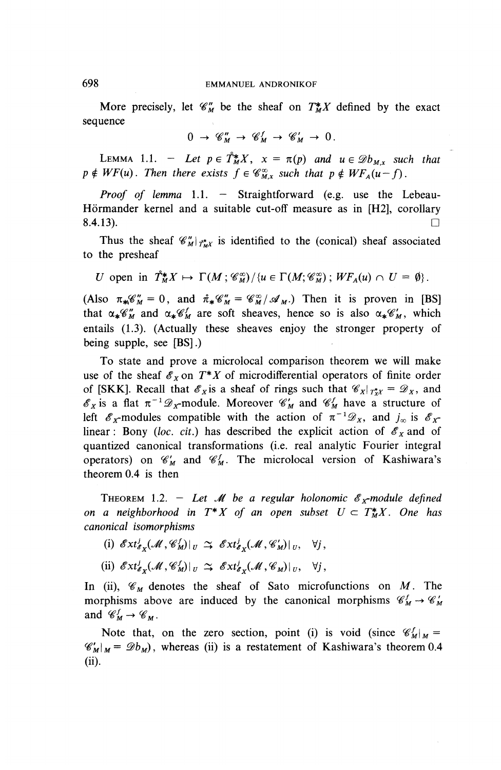More precisely, let $\mathscr{C}''_M$ be the sheaf on $T^*_M X$ defined by the exact sequence

$$0 \to \mathscr{C}''_M \to \mathscr{C}^f_M \to \mathscr{C}'_M \to 0 .$$

LEMMA 1.1. — *Let $p \in \dot{T}^*_M X$, $x = \pi(p)$ and $u \in \mathscr{D}b_{M,x}$ such that $p \notin WF(u)$. Then there exists $f \in \mathscr{C}^\infty_{M,x}$ such that $p \notin WF_A(u-f)$.*

*Proof of lemma* 1.1. — Straightforward (e.g. use the Lebeau-Hörmander kernel and a suitable cut-off measure as in [H2], corollary 8.4.13). □

Thus the sheaf $\mathscr{C}''_M|_{\dot{T}^*_M X}$ is identified to the (conical) sheaf associated to the presheaf

$$U \text{ open in } \dot{T}^*_M X \mapsto \Gamma(M;\mathscr{C}^\infty_M)/\{u \in \Gamma(M;\mathscr{C}^\infty_M)\,;\, WF_A(u) \cap U = \emptyset\}.$$

(Also $\pi_*\mathscr{C}''_M = 0$, and $\dot{\pi}_*\mathscr{C}''_M = \mathscr{C}^\infty_M/\mathscr{A}_M$.) Then it is proven in [BS] that $\alpha_*\mathscr{C}''_M$ and $\alpha_*\mathscr{C}^f_M$ are soft sheaves, hence so is also $\alpha_*\mathscr{C}'_M$, which entails (1.3). (Actually these sheaves enjoy the stronger property of being supple, see [BS].)

To state and prove a microlocal comparison theorem we will make use of the sheaf $\mathscr{E}_X$ on $T^*X$ of microdifferential operators of finite order of [SKK]. Recall that $\mathscr{E}_X$ is a sheaf of rings such that $\mathscr{E}_X|_{T^*_X X} = \mathscr{D}_X$, and $\mathscr{E}_X$ is a flat $\pi^{-1}\mathscr{D}_X$-module. Moreover $\mathscr{C}'_M$ and $\mathscr{C}^f_M$ have a structure of left $\mathscr{E}_X$-modules compatible with the action of $\pi^{-1}\mathscr{D}_X$, and $j_\infty$ is $\mathscr{E}_X$-linear: Bony (*loc. cit.*) has described the explicit action of $\mathscr{E}_X$ and of quantized canonical transformations (i.e. real analytic Fourier integral operators) on $\mathscr{C}'_M$ and $\mathscr{C}^f_M$. The microlocal version of Kashiwara's theorem 0.4 is then

THEOREM 1.2. — *Let $\mathscr{M}$ be a regular holonomic $\mathscr{E}_X$-module defined on a neighborhood in $T^*X$ of an open subset $U \subset T^*_M X$. One has canonical isomorphisms*

(i) $\mathscr{E}xt^j_{\mathscr{E}_X}(\mathscr{M},\mathscr{C}^f_M)|_U \xrightarrow{\sim} \mathscr{E}xt^j_{\mathscr{E}_X}(\mathscr{M},\mathscr{C}'_M)|_U, \quad \forall j,$

(ii) $\mathscr{E}xt^j_{\mathscr{E}_X}(\mathscr{M},\mathscr{C}^f_M)|_U \xrightarrow{\sim} \mathscr{E}xt^j_{\mathscr{E}_X}(\mathscr{M},\mathscr{C}_M)|_U, \quad \forall j,$

In (ii), $\mathscr{C}_M$ denotes the sheaf of Sato microfunctions on $M$. The morphisms above are induced by the canonical morphisms $\mathscr{C}^f_M \to \mathscr{C}'_M$ and $\mathscr{C}^f_M \to \mathscr{C}_M$.

Note that, on the zero section, point (i) is void (since $\mathscr{C}^f_M|_M = \mathscr{C}'_M|_M = \mathscr{D}b_M$), whereas (ii) is a restatement of Kashiwara's theorem 0.4 (ii).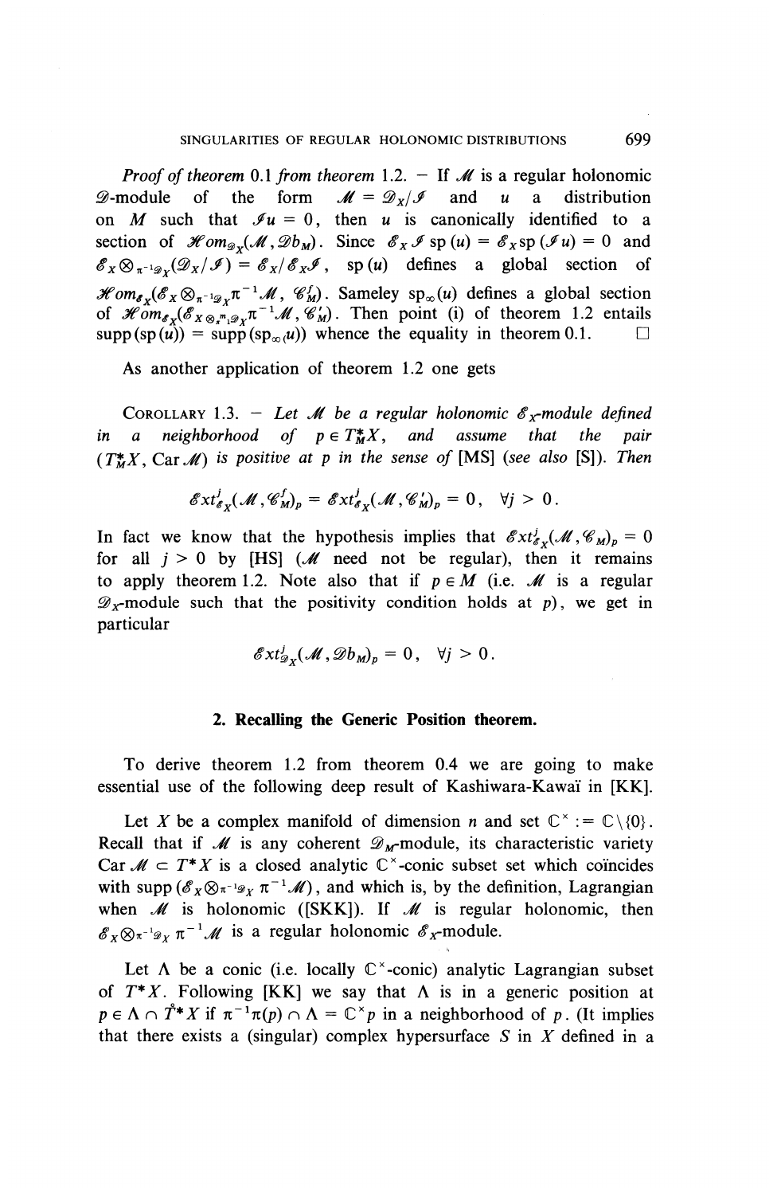*Proof of theorem* 0.1 *from theorem* 1.2. — If $\mathscr{M}$ is a regular holonomic $\mathscr{D}$-module of the form $\mathscr{M} = \mathscr{D}_X/\mathscr{I}$ and $u$ a distribution on $M$ such that $\mathscr{I}u = 0$, then $u$ is canonically identified to a section of $\mathscr{H}om_{\mathscr{D}_X}(\mathscr{M}, \mathscr{D}b_M)$. Since $\mathscr{E}_X \mathscr{I}\,\mathrm{sp}(u) = \mathscr{E}_X \mathrm{sp}(\mathscr{I}u) = 0$ and $\mathscr{E}_X \otimes_{\pi^{-1}\mathscr{D}_X} (\mathscr{D}_X/\mathscr{I}) = \mathscr{E}_X/\mathscr{E}_X\mathscr{I}$, $\mathrm{sp}(u)$ defines a global section of $\mathscr{H}om_{\mathscr{E}_X}(\mathscr{E}_X \otimes_{\pi^{-1}\mathscr{D}_X} \pi^{-1}\mathscr{M}, \mathscr{C}_M^f)$. Sameley $\mathrm{sp}_\infty(u)$ defines a global section of $\mathscr{H}om_{\mathscr{E}_X}(\mathscr{E}_X \otimes_{\pi^{-1}\mathscr{D}_X} \pi^{-1}\mathscr{M}, \mathscr{C}'_M)$. Then point (i) of theorem 1.2 entails $\mathrm{supp}(\mathrm{sp}(u)) = \mathrm{supp}(\mathrm{sp}_\infty(u))$ whence the equality in theorem 0.1. □

As another application of theorem 1.2 one gets

COROLLARY 1.3. — *Let $\mathscr{M}$ be a regular holonomic $\mathscr{E}_X$-module defined in a neighborhood of $p \in T_M^*X$, and assume that the pair $(T_M^*X, \mathrm{Car}\,\mathscr{M})$ is positive at $p$ in the sense of* [MS] *(see also* [S]*). Then*

$$\mathscr{E}xt^j_{\mathscr{E}_X}(\mathscr{M}, \mathscr{C}_M^f)_p = \mathscr{E}xt^j_{\mathscr{E}_X}(\mathscr{M}, \mathscr{C}'_M)_p = 0, \quad \forall j > 0.$$

In fact we know that the hypothesis implies that $\mathscr{E}xt^j_{\mathscr{E}_X}(\mathscr{M}, \mathscr{C}_M)_p = 0$ for all $j > 0$ by [HS] ($\mathscr{M}$ need not be regular), then it remains to apply theorem 1.2. Note also that if $p \in M$ (i.e. $\mathscr{M}$ is a regular $\mathscr{D}_X$-module such that the positivity condition holds at $p$), we get in particular

$$\mathscr{E}xt^j_{\mathscr{D}_X}(\mathscr{M}, \mathscr{D}b_M)_p = 0, \quad \forall j > 0.$$

## 2. Recalling the Generic Position theorem.

To derive theorem 1.2 from theorem 0.4 we are going to make essential use of the following deep result of Kashiwara-Kawaï in [KK].

Let $X$ be a complex manifold of dimension $n$ and set $\mathbb{C}^\times := \mathbb{C}\setminus\{0\}$. Recall that if $\mathscr{M}$ is any coherent $\mathscr{D}_M$-module, its characteristic variety $\mathrm{Car}\,\mathscr{M} \subset T^*X$ is a closed analytic $\mathbb{C}^\times$-conic subset set which coïncides with $\mathrm{supp}(\mathscr{E}_X \otimes_{\pi^{-1}\mathscr{D}_X} \pi^{-1}\mathscr{M})$, and which is, by the definition, Lagrangian when $\mathscr{M}$ is holonomic ([SKK]). If $\mathscr{M}$ is regular holonomic, then $\mathscr{E}_X \otimes_{\pi^{-1}\mathscr{D}_X} \pi^{-1}\mathscr{M}$ is a regular holonomic $\mathscr{E}_X$-module.

Let $\Lambda$ be a conic (i.e. locally $\mathbb{C}^\times$-conic) analytic Lagrangian subset of $T^*X$. Following [KK] we say that $\Lambda$ is in a generic position at $p \in \Lambda \cap \mathring{T}^*X$ if $\pi^{-1}\pi(p) \cap \Lambda = \mathbb{C}^\times p$ in a neighborhood of $p$. (It implies that there exists a (singular) complex hypersurface $S$ in $X$ defined in a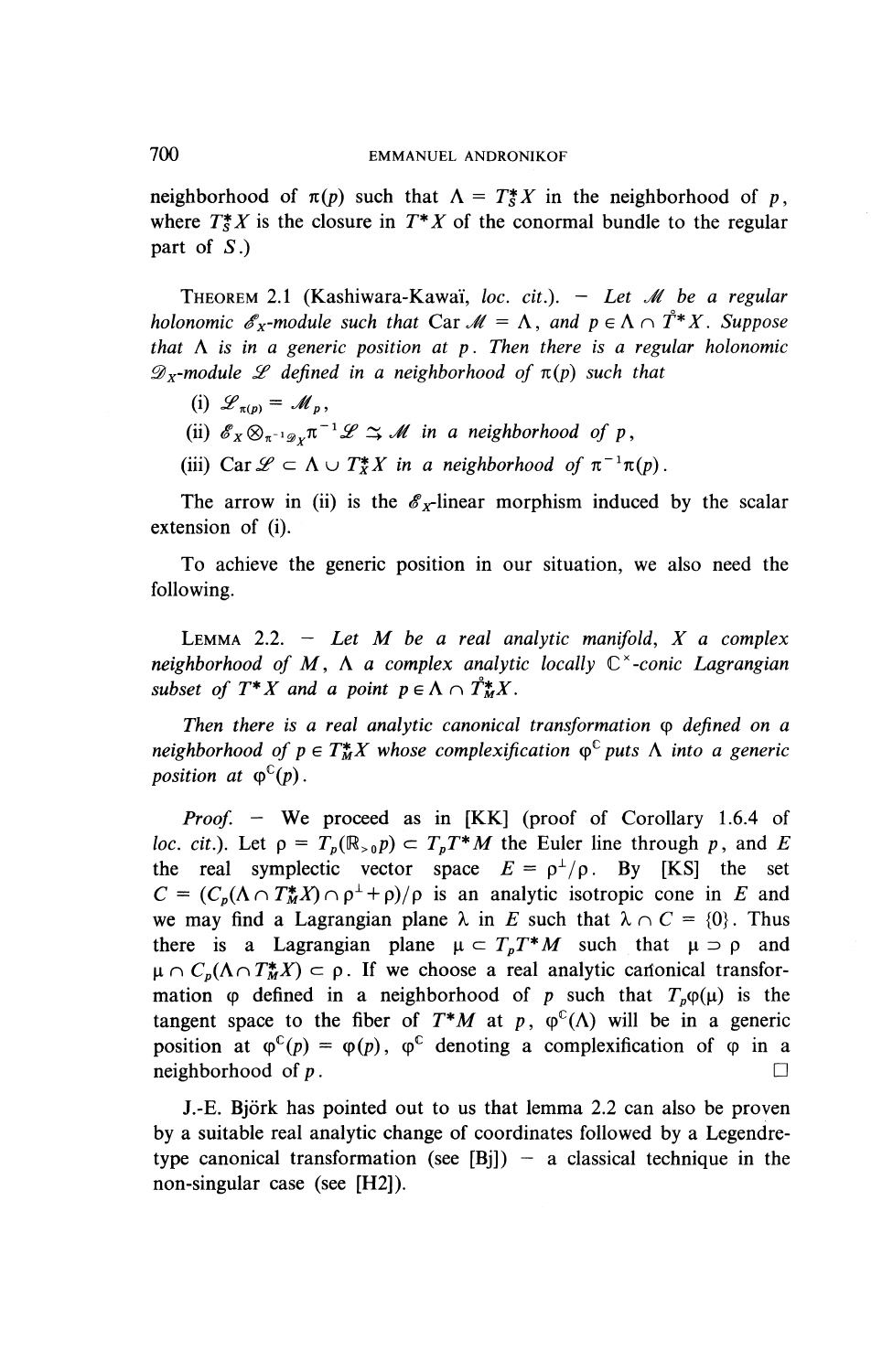neighborhood of $\pi(p)$ such that $\Lambda = T^*_S X$ in the neighborhood of $p$, where $T^*_S X$ is the closure in $T^*X$ of the conormal bundle to the regular part of $S$.)

THEOREM 2.1 (Kashiwara-Kawaï, *loc. cit.*). — *Let $\mathscr{M}$ be a regular holonomic $\mathscr{E}_X$-module such that* $\operatorname{Car} \mathscr{M} = \Lambda$, *and* $p \in \Lambda \cap \mathring{T}^*X$. *Suppose that $\Lambda$ is in a generic position at $p$. Then there is a regular holonomic $\mathscr{D}_X$-module $\mathscr{L}$ defined in a neighborhood of $\pi(p)$ such that*

(i) $\mathscr{L}_{\pi(p)} = \mathscr{M}_p$,

(ii) $\mathscr{E}_X \otimes_{\pi^{-1}\mathscr{D}_X} \pi^{-1}\mathscr{L} \xrightarrow{\sim} \mathscr{M}$ *in a neighborhood of* $p$,

(iii) $\operatorname{Car} \mathscr{L} \subset \Lambda \cup T^*_X X$ *in a neighborhood of* $\pi^{-1}\pi(p)$.

The arrow in (ii) is the $\mathscr{E}_X$-linear morphism induced by the scalar extension of (i).

To achieve the generic position in our situation, we also need the following.

LEMMA 2.2. — *Let $M$ be a real analytic manifold, $X$ a complex neighborhood of $M$, $\Lambda$ a complex analytic locally $\mathbb{C}^\times$-conic Lagrangian subset of $T^*X$ and a point $p \in \Lambda \cap \mathring{T}^*_M X$.*

*Then there is a real analytic canonical transformation $\varphi$ defined on a neighborhood of $p \in T^*_M X$ whose complexification $\varphi^{\mathbb{C}}$ puts $\Lambda$ into a generic position at $\varphi^{\mathbb{C}}(p)$.*

*Proof.* — We proceed as in [KK] (proof of Corollary 1.6.4 of *loc. cit.*). Let $\rho = T_p(\mathbb{R}_{>0}p) \subset T_pT^*M$ the Euler line through $p$, and $E$ the real symplectic vector space $E = \rho^\perp/\rho$. By [KS] the set $C = (C_p(\Lambda \cap T^*_M X) \cap \rho^\perp + \rho)/\rho$ is an analytic isotropic cone in $E$ and we may find a Lagrangian plane $\lambda$ in $E$ such that $\lambda \cap C = \{0\}$. Thus there is a Lagrangian plane $\mu \subset T_pT^*M$ such that $\mu \supset \rho$ and $\mu \cap C_p(\Lambda \cap T^*_M X) \subset \rho$. If we choose a real analytic canonical transformation $\varphi$ defined in a neighborhood of $p$ such that $T_p\varphi(\mu)$ is the tangent space to the fiber of $T^*M$ at $p$, $\varphi^{\mathbb{C}}(\Lambda)$ will be in a generic position at $\varphi^{\mathbb{C}}(p) = \varphi(p)$, $\varphi^{\mathbb{C}}$ denoting a complexification of $\varphi$ in a neighborhood of $p$. □

J.-E. Björk has pointed out to us that lemma 2.2 can also be proven by a suitable real analytic change of coordinates followed by a Legendre-type canonical transformation (see [Bj]) — a classical technique in the non-singular case (see [H2]).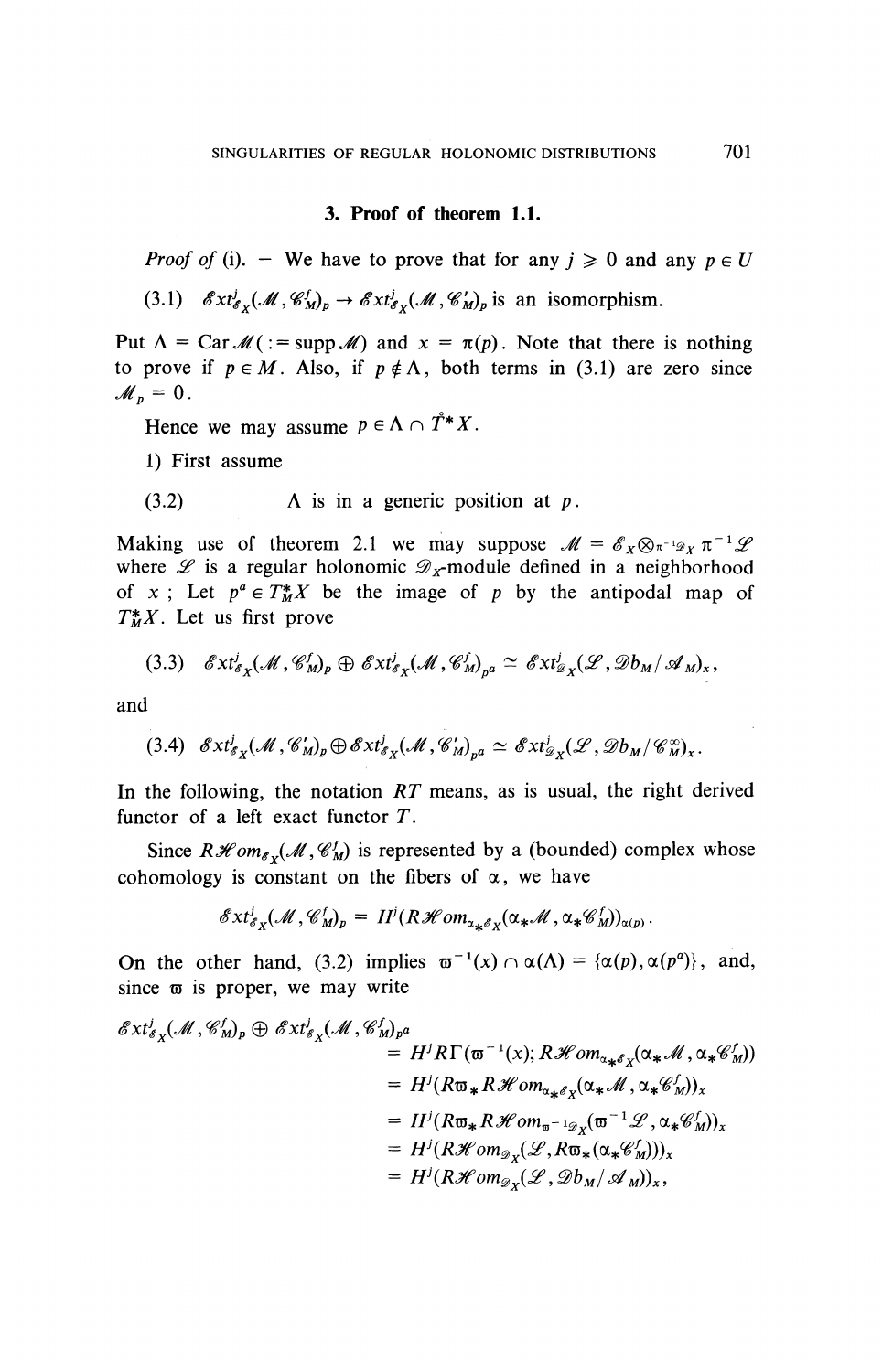## 3. Proof of theorem 1.1.

*Proof of* (i). — We have to prove that for any $j \geqslant 0$ and any $p \in U$

(3.1) $\mathscr{E}xt^j_{\mathscr{E}_X}(\mathscr{M}, \mathscr{C}^f_M)_p \to \mathscr{E}xt^j_{\mathscr{E}_X}(\mathscr{M}, \mathscr{C}'_M)_p$ is an isomorphism.

Put $\Lambda = \operatorname{Car} \mathscr{M} (:= \operatorname{supp} \mathscr{M})$ and $x = \pi(p)$. Note that there is nothing to prove if $p \in M$. Also, if $p \notin \Lambda$, both terms in (3.1) are zero since $\mathscr{M}_p = 0$.

Hence we may assume $p \in \Lambda \cap \mathring{T}^* X$.

1) First assume

(3.2) $\Lambda$ is in a generic position at $p$.

Making use of theorem 2.1 we may suppose $\mathscr{M} = \mathscr{E}_X \otimes_{\pi^{-1}\mathscr{D}_X} \pi^{-1}\mathscr{L}$ where $\mathscr{L}$ is a regular holonomic $\mathscr{D}_X$-module defined in a neighborhood of $x$ ; Let $p^a \in T^*_M X$ be the image of $p$ by the antipodal map of $T^*_M X$. Let us first prove

$$(3.3) \quad \mathscr{E}xt^j_{\mathscr{E}_X}(\mathscr{M}, \mathscr{C}^f_M)_p \oplus \mathscr{E}xt^j_{\mathscr{E}_X}(\mathscr{M}, \mathscr{C}^f_M)_{p^a} \simeq \mathscr{E}xt^j_{\mathscr{D}_X}(\mathscr{L}, \mathscr{D}b_M/\mathscr{A}_M)_x,$$

and

$$(3.4) \quad \mathscr{E}xt^j_{\mathscr{E}_X}(\mathscr{M}, \mathscr{C}'_M)_p \oplus \mathscr{E}xt^j_{\mathscr{E}_X}(\mathscr{M}, \mathscr{C}'_M)_{p^a} \simeq \mathscr{E}xt^j_{\mathscr{D}_X}(\mathscr{L}, \mathscr{D}b_M/\mathscr{C}^\infty_M)_x.$$

In the following, the notation $RT$ means, as is usual, the right derived functor of a left exact functor $T$.

Since $R\mathscr{H}om_{\mathscr{E}_X}(\mathscr{M}, \mathscr{C}^f_M)$ is represented by a (bounded) complex whose cohomology is constant on the fibers of $\alpha$, we have

$$\mathscr{E}xt^j_{\mathscr{E}_X}(\mathscr{M}, \mathscr{C}^f_M)_p = H^j(R\mathscr{H}om_{\alpha_*\mathscr{E}_X}(\alpha_*\mathscr{M}, \alpha_*\mathscr{C}^f_M))_{\alpha(p)}.$$

On the other hand, (3.2) implies $\varpi^{-1}(x) \cap \alpha(\Lambda) = \{\alpha(p), \alpha(p^a)\}$, and, since $\varpi$ is proper, we may write

$$\begin{aligned}
\mathscr{E}xt^j_{\mathscr{E}_X}(\mathscr{M}, \mathscr{C}^f_M)_p \oplus \mathscr{E}xt^j_{\mathscr{E}_X}(\mathscr{M}, \mathscr{C}^f_M)_{p^a} &= H^j R\Gamma(\varpi^{-1}(x); R\mathscr{H}om_{\alpha_*\mathscr{E}_X}(\alpha_*\mathscr{M}, \alpha_*\mathscr{C}^f_M)) \\
&= H^j(R\varpi_* R\mathscr{H}om_{\alpha_*\mathscr{E}_X}(\alpha_*\mathscr{M}, \alpha_*\mathscr{C}^f_M))_x \\
&= H^j(R\varpi_* R\mathscr{H}om_{\varpi^{-1}\mathscr{D}_X}(\varpi^{-1}\mathscr{L}, \alpha_*\mathscr{C}^f_M))_x \\
&= H^j(R\mathscr{H}om_{\mathscr{D}_X}(\mathscr{L}, R\varpi_*(\alpha_*\mathscr{C}^f_M)))_x \\
&= H^j(R\mathscr{H}om_{\mathscr{D}_X}(\mathscr{L}, \mathscr{D}b_M/\mathscr{A}_M))_x,
\end{aligned}$$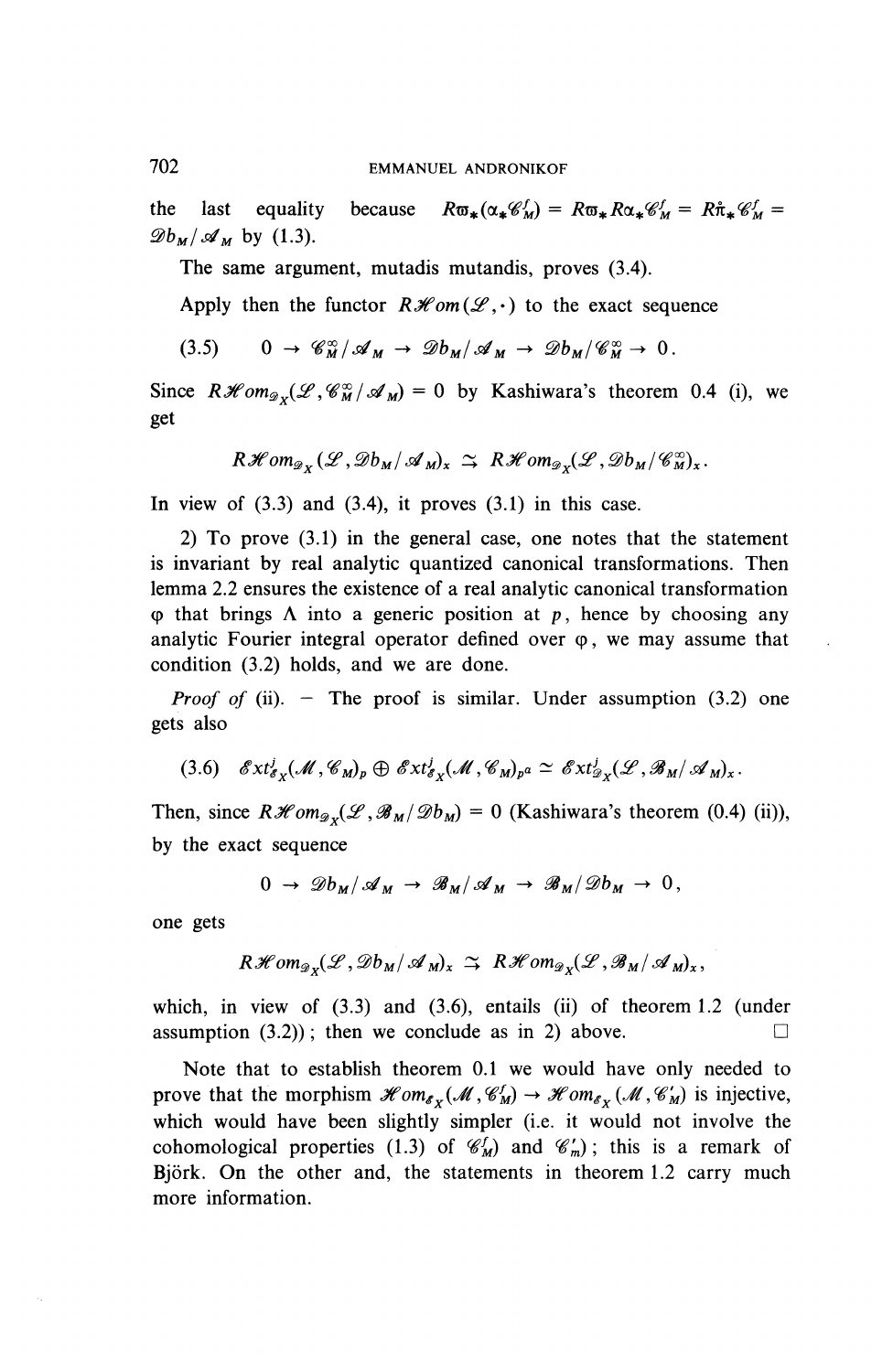the last equality because $R\varpi_*(\alpha_*\mathscr{C}^f_M) = R\varpi_* R\alpha_*\mathscr{C}^f_M = R\mathring{\pi}_*\mathscr{C}^f_M = \mathscr{D}b_M/\mathscr{A}_M$ by (1.3).

The same argument, mutadis mutandis, proves (3.4).

Apply then the functor $R\mathscr{H}om(\mathscr{L},\cdot)$ to the exact sequence

$$(3.5) \qquad 0 \to \mathscr{C}^\infty_M/\mathscr{A}_M \to \mathscr{D}b_M/\mathscr{A}_M \to \mathscr{D}b_M/\mathscr{C}^\infty_M \to 0.$$

Since $R\mathscr{H}om_{\mathscr{D}_X}(\mathscr{L},\mathscr{C}^\infty_M/\mathscr{A}_M) = 0$ by Kashiwara's theorem 0.4 (i), we get

$$R\mathscr{H}om_{\mathscr{D}_X}(\mathscr{L},\mathscr{D}b_M/\mathscr{A}_M)_x \xrightarrow{\sim} R\mathscr{H}om_{\mathscr{D}_X}(\mathscr{L},\mathscr{D}b_M/\mathscr{C}^\infty_M)_x.$$

In view of (3.3) and (3.4), it proves (3.1) in this case.

2) To prove (3.1) in the general case, one notes that the statement is invariant by real analytic quantized canonical transformations. Then lemma 2.2 ensures the existence of a real analytic canonical transformation $\varphi$ that brings $\Lambda$ into a generic position at $p$, hence by choosing any analytic Fourier integral operator defined over $\varphi$, we may assume that condition (3.2) holds, and we are done.

*Proof of* (ii). — The proof is similar. Under assumption (3.2) one gets also

$$(3.6) \quad \mathscr{E}xt^j_{\mathscr{E}_X}(\mathscr{M},\mathscr{C}_M)_p \oplus \mathscr{E}xt^j_{\mathscr{E}_X}(\mathscr{M},\mathscr{C}_M)_{p^a} \simeq \mathscr{E}xt^j_{\mathscr{D}_X}(\mathscr{L},\mathscr{B}_M/\mathscr{A}_M)_x.$$

Then, since $R\mathscr{H}om_{\mathscr{D}_X}(\mathscr{L},\mathscr{B}_M/\mathscr{D}b_M) = 0$ (Kashiwara's theorem (0.4) (ii)), by the exact sequence

$$0 \to \mathscr{D}b_M/\mathscr{A}_M \to \mathscr{B}_M/\mathscr{A}_M \to \mathscr{B}_M/\mathscr{D}b_M \to 0,$$

one gets

$$R\mathscr{H}om_{\mathscr{D}_X}(\mathscr{L},\mathscr{D}b_M/\mathscr{A}_M)_x \xrightarrow{\sim} R\mathscr{H}om_{\mathscr{D}_X}(\mathscr{L},\mathscr{B}_M/\mathscr{A}_M)_x,$$

which, in view of (3.3) and (3.6), entails (ii) of theorem 1.2 (under assumption (3.2)); then we conclude as in 2) above. $\square$

Note that to establish theorem 0.1 we would have only needed to prove that the morphism $\mathscr{H}om_{\mathscr{E}_X}(\mathscr{M},\mathscr{C}^f_M) \to \mathscr{H}om_{\mathscr{E}_X}(\mathscr{M},\mathscr{C}'_M)$ is injective, which would have been slightly simpler (i.e. it would not involve the cohomological properties (1.3) of $\mathscr{C}^f_M$) and $\mathscr{C}'_m$); this is a remark of Björk. On the other and, the statements in theorem 1.2 carry much more information.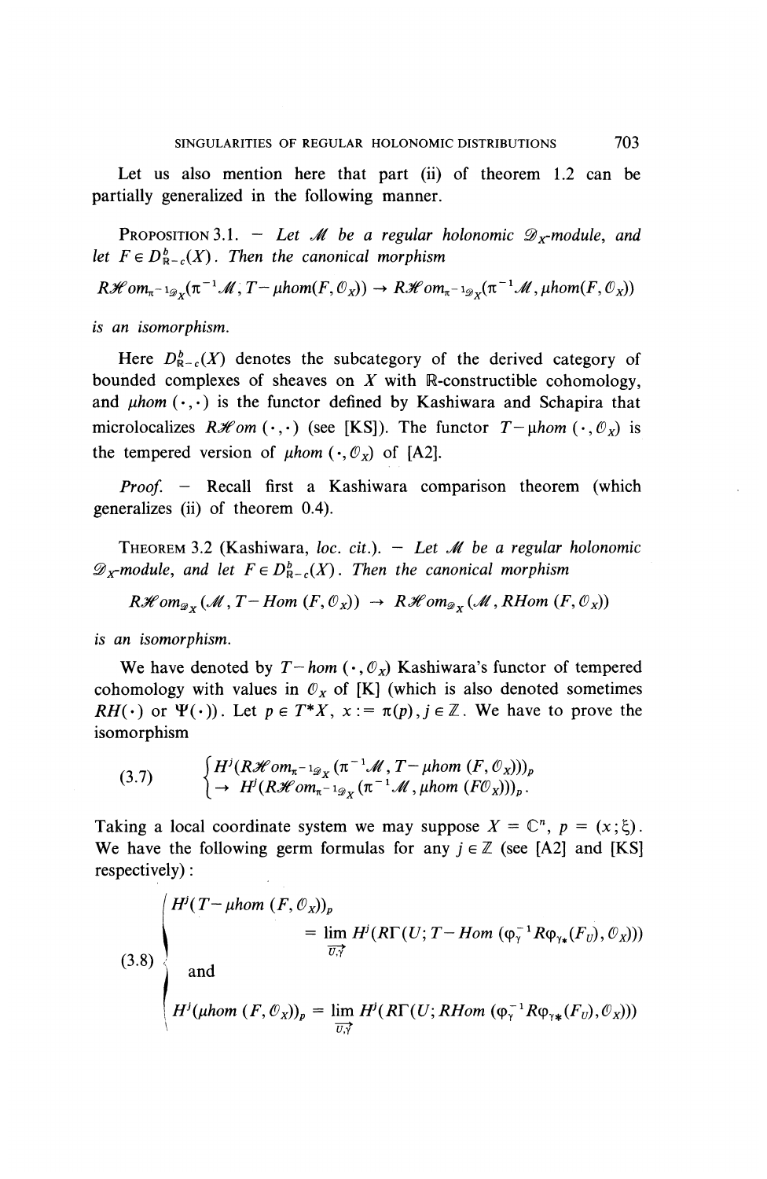Let us also mention here that part (ii) of theorem 1.2 can be partially generalized in the following manner.

PROPOSITION 3.1. — *Let $\mathcal{M}$ be a regular holonomic $\mathcal{D}_X$-module, and let $F \in D^b_{\mathbb{R}-c}(X)$. Then the canonical morphism*

$$R\mathcal{H}om_{\pi^{-1}\mathcal{D}_X}(\pi^{-1}\mathcal{M}, T-\mu hom(F, \mathcal{O}_X)) \to R\mathcal{H}om_{\pi^{-1}\mathcal{D}_X}(\pi^{-1}\mathcal{M}, \mu hom(F, \mathcal{O}_X))$$

*is an isomorphism.*

Here $D^b_{\mathbb{R}-c}(X)$ denotes the subcategory of the derived category of bounded complexes of sheaves on $X$ with $\mathbb{R}$-constructible cohomology, and $\mu hom(\cdot,\cdot)$ is the functor defined by Kashiwara and Schapira that microlocalizes $R\mathcal{H}om(\cdot,\cdot)$ (see [KS]). The functor $T-\mu hom(\cdot, \mathcal{O}_X)$ is the tempered version of $\mu hom(\cdot, \mathcal{O}_X)$ of [A2].

*Proof.* — Recall first a Kashiwara comparison theorem (which generalizes (ii) of theorem 0.4).

THEOREM 3.2 (Kashiwara, *loc. cit.*). — *Let $\mathcal{M}$ be a regular holonomic $\mathcal{D}_X$-module, and let $F \in D^b_{\mathbb{R}-c}(X)$. Then the canonical morphism*

$$R\mathcal{H}om_{\mathcal{D}_X}(\mathcal{M}, T-Hom(F, \mathcal{O}_X)) \to R\mathcal{H}om_{\mathcal{D}_X}(\mathcal{M}, RHom(F, \mathcal{O}_X))$$

*is an isomorphism.*

We have denoted by $T-hom(\cdot, \mathcal{O}_X)$ Kashiwara's functor of tempered cohomology with values in $\mathcal{O}_X$ of [K] (which is also denoted sometimes $RH(\cdot)$ or $\Psi(\cdot)$). Let $p \in T^*X$, $x := \pi(p), j \in \mathbb{Z}$. We have to prove the isomorphism

$$(3.7) \qquad \begin{cases} H^j(R\mathcal{H}om_{\pi^{-1}\mathcal{D}_X}(\pi^{-1}\mathcal{M}, T-\mu hom(F, \mathcal{O}_X)))_p \\ \to H^j(R\mathcal{H}om_{\pi^{-1}\mathcal{D}_X}(\pi^{-1}\mathcal{M}, \mu hom(F\mathcal{O}_X)))_p. \end{cases}$$

Taking a local coordinate system we may suppose $X = \mathbb{C}^n$, $p = (x;\xi)$. We have the following germ formulas for any $j \in \mathbb{Z}$ (see [A2] and [KS] respectively):

$$(3.8) \quad \begin{cases} H^j(T-\mu hom(F, \mathcal{O}_X))_p \\ \qquad = \varinjlim_{U,\gamma} H^j(R\Gamma(U; T-Hom(\varphi_\gamma^{-1}R\varphi_{\gamma *}(F_U), \mathcal{O}_X))) \\ \text{and} \\ H^j(\mu hom(F, \mathcal{O}_X))_p = \varinjlim_{U,\gamma} H^j(R\Gamma(U; RHom(\varphi_\gamma^{-1}R\varphi_{\gamma *}(F_U), \mathcal{O}_X))) \end{cases}$$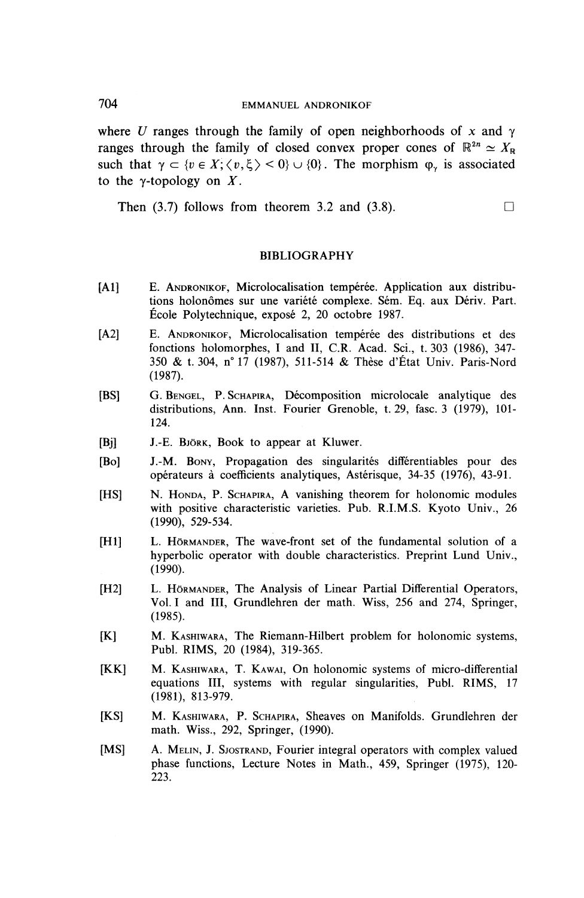where $U$ ranges through the family of open neighborhoods of $x$ and $\gamma$ ranges through the family of closed convex proper cones of $\mathbb{R}^{2n} \simeq X_{\mathbb{R}}$ such that $\gamma \subset \{v \in X; \langle v, \xi \rangle < 0\} \cup \{0\}$. The morphism $\varphi_\gamma$ is associated to the $\gamma$-topology on $X$.

Then (3.7) follows from theorem 3.2 and (3.8). $\square$

## BIBLIOGRAPHY

[A1] E. Andronikof, Microlocalisation tempérée. Application aux distributions holonômes sur une variété complexe. Sém. Eq. aux Dériv. Part. École Polytechnique, exposé 2, 20 octobre 1987.

[A2] E. Andronikof, Microlocalisation tempérée des distributions et des fonctions holomorphes, I and II, C.R. Acad. Sci., t. 303 (1986), 347-350 & t. 304, n° 17 (1987), 511-514 & Thèse d'État Univ. Paris-Nord (1987).

[BS] G. Bengel, P. Schapira, Décomposition microlocale analytique des distributions, Ann. Inst. Fourier Grenoble, t. 29, fasc. 3 (1979), 101-124.

[Bj] J.-E. Björk, Book to appear at Kluwer.

[Bo] J.-M. Bony, Propagation des singularités différentiables pour des opérateurs à coefficients analytiques, Astérisque, 34-35 (1976), 43-91.

[HS] N. Honda, P. Schapira, A vanishing theorem for holonomic modules with positive characteristic varieties. Pub. R.I.M.S. Kyoto Univ., 26 (1990), 529-534.

[H1] L. Hörmander, The wave-front set of the fundamental solution of a hyperbolic operator with double characteristics. Preprint Lund Univ., (1990).

[H2] L. Hörmander, The Analysis of Linear Partial Differential Operators, Vol. I and III, Grundlehren der math. Wiss, 256 and 274, Springer, (1985).

[K] M. Kashiwara, The Riemann-Hilbert problem for holonomic systems, Publ. RIMS, 20 (1984), 319-365.

[KK] M. Kashiwara, T. Kawai, On holonomic systems of micro-differential equations III, systems with regular singularities, Publ. RIMS, 17 (1981), 813-979.

[KS] M. Kashiwara, P. Schapira, Sheaves on Manifolds. Grundlehren der math. Wiss., 292, Springer, (1990).

[MS] A. Melin, J. Sjostrand, Fourier integral operators with complex valued phase functions, Lecture Notes in Math., 459, Springer (1975), 120-223.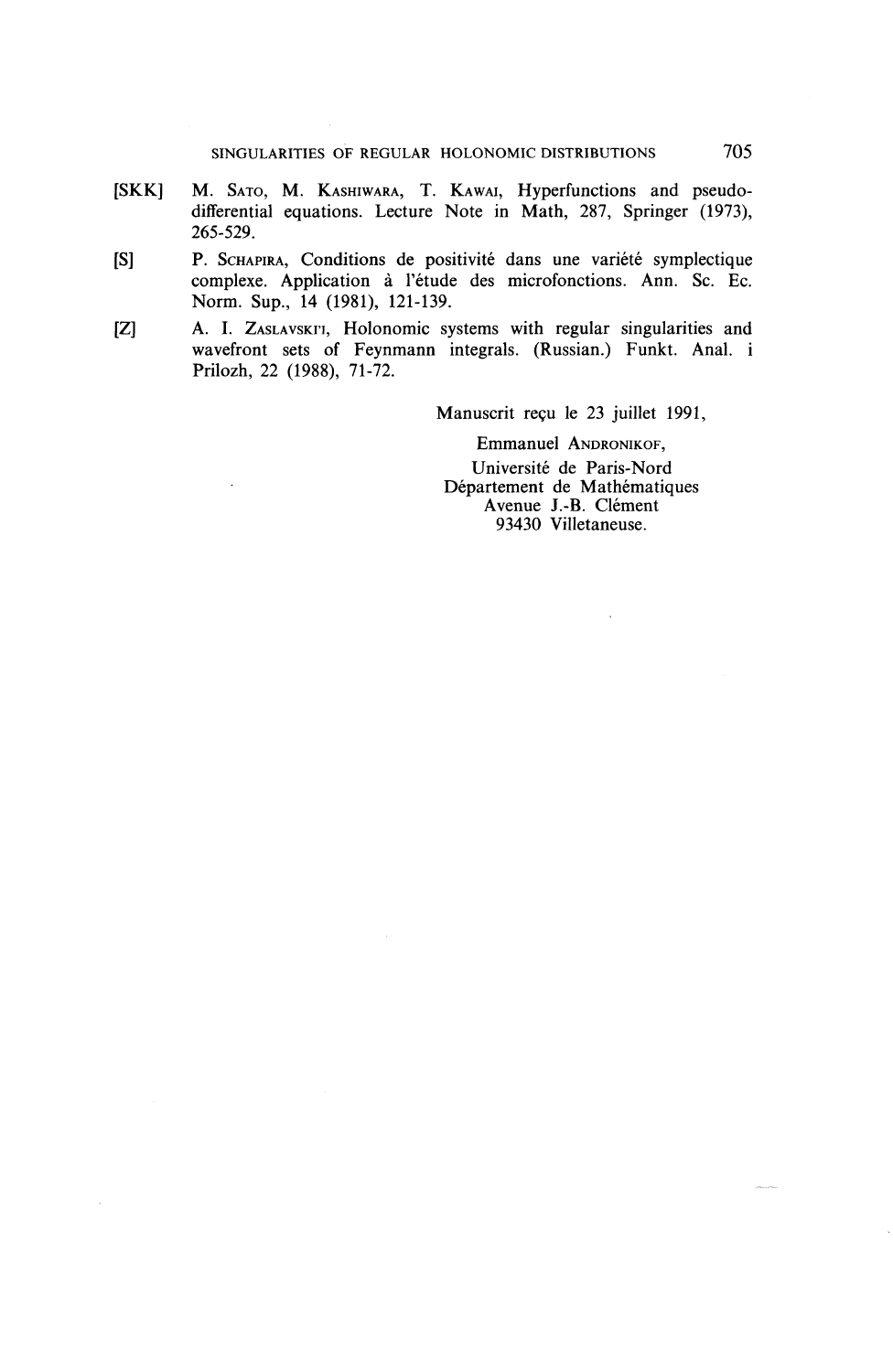[SKK] M. Sato, M. Kashiwara, T. Kawai, Hyperfunctions and pseudo-differential equations. Lecture Note in Math, 287, Springer (1973), 265-529.

[S] P. Schapira, Conditions de positivité dans une variété symplectique complexe. Application à l'étude des microfonctions. Ann. Sc. Ec. Norm. Sup., 14 (1981), 121-139.

[Z] A. I. Zaslavskiĭ, Holonomic systems with regular singularities and wavefront sets of Feynmann integrals. (Russian.) Funkt. Anal. i Prilozh, 22 (1988), 71-72.

Manuscrit reçu le 23 juillet 1991,

Emmanuel Andronikof,
Université de Paris-Nord
Département de Mathématiques
Avenue J.-B. Clément
93430 Villetaneuse.